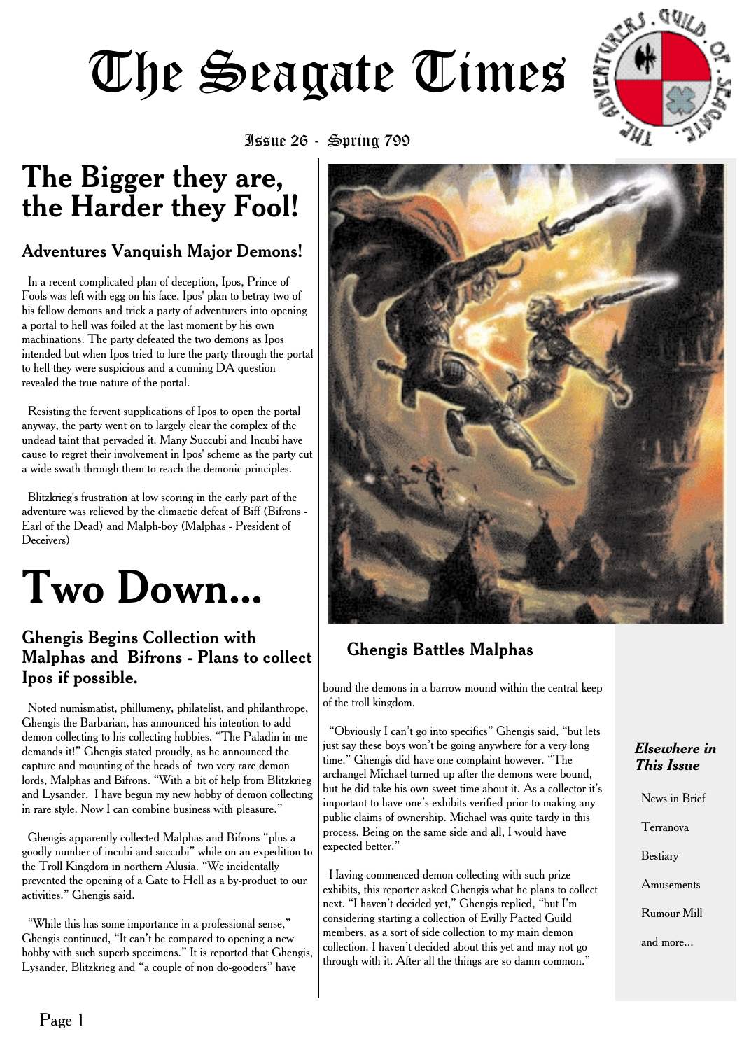# The Seagate Times

Issue 26 - Spring 799

## The Bigger they are, the Harder they Fool!

### Adventures Vanquish Major Demons!

In a recent complicated plan of deception, Ipos, Prince of Fools was left with egg on his face. Ipos' plan to betray two of his fellow demons and trick a party of adventurers into opening a portal to hell was foiled at the last moment by his own machinations. The party defeated the two demons as Ipos intended but when Ipos tried to lure the party through the portal to hell they were suspicious and a cunning DA question revealed the true nature of the portal.

Resisting the fervent supplications of Ipos to open the portal anyway, the party went on to largely clear the complex of the undead taint that pervaded it. Many Succubi and Incubi have cause to regret their involvement in Ipos' scheme as the party cut a wide swath through them to reach the demonic principles.

Blitzkrieg's frustration at low scoring in the early part of the adventure was relieved by the climactic defeat of Biff (Bifrons - Earl of the Dead) and Malph-boy (Malphas - President of Deceivers)

## Two Down...

### Ghengis Begins Collection with Malphas and Bifrons - Plans to collect Ipos if possible.

Noted numismatist, phillumeny, philatelist, and philanthrope, Ghengis the Barbarian, has announced his intention to add demon collecting to his collecting hobbies. "The Paladin in me demands it!" Ghengis stated proudly, as he announced the capture and mounting of the heads of two very rare demon lords, Malphas and Bifrons. "With a bit of help from Blitzkrieg and Lysander, I have begun my new hobby of demon collecting in rare style. Now I can combine business with pleasure."

Ghengis apparently collected Malphas and Bifrons "plus a goodly number of incubi and succubi" while on an expedition to the Troll Kingdom in northern Alusia. "We incidentally prevented the opening of a Gate to Hell as a by-product to our activities." Ghengis said.

"While this has some importance in a professional sense," Ghengis continued, "It can't be compared to opening a new hobby with such superb specimens." It is reported that Ghengis, Lysander, Blitzkrieg and "a couple of non do-gooders" have bound the demons in a barrow mound within the central keep of the troll kingdom.

"Obviously I can't go into specifics" Ghengis said, "but lets just say these boys won't be going anywhere for a very long time." Ghengis did have one complaint however. "The archangel Michael turned up after the demons were bound, but he did take his own sweet time about it. As a collector it's important to have one's exhibits verified prior to making any public claims of ownership. Michael was quite tardy in this process. Being on the same side and all, I would have expected better."

Having commenced demon collecting with such prize exhibits, this reporter asked Ghengis what he plans to collect next. "I haven't decided yet," Ghengis replied, "but I'm considering starting a collection of Evilly Pacted Guild members, as a sort of side collection to my main demon collection. I haven't decided about this yet and may not go through with it. After all the things are so damn common."

**Ghengis Battles Malphas**

***Elsewhere in This Issue***

- News in Brief
- Terranova
- Bestiary
- Amusements
- Rumour Mill
- and more...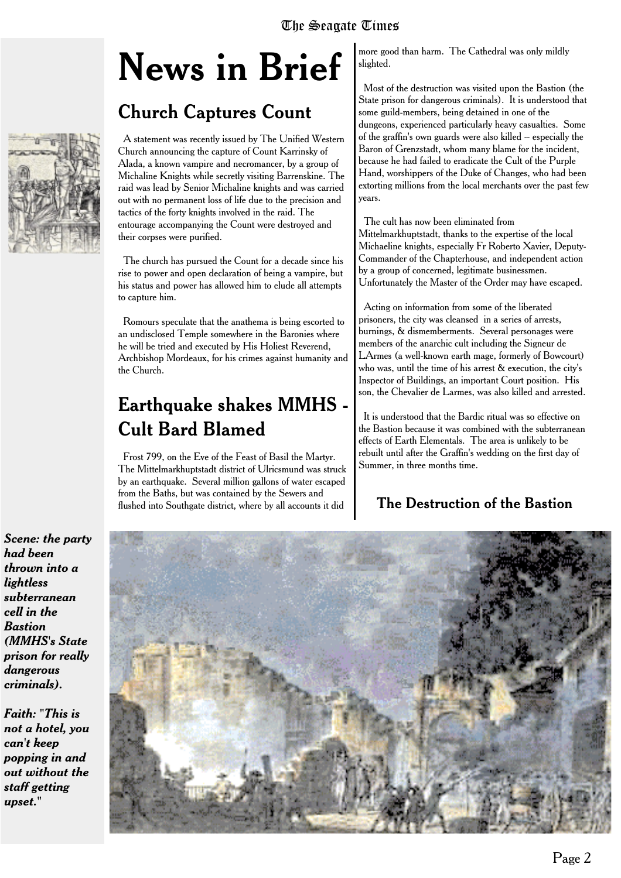# News in Brief

## Church Captures Count

A statement was recently issued by The Unified Western Church announcing the capture of Count Karrinsky of Alada, a known vampire and necromancer, by a group of Michaline Knights while secretly visiting Barrenskine. The raid was lead by Senior Michaline knights and was carried out with no permanent loss of life due to the precision and tactics of the forty knights involved in the raid. The entourage accompanying the Count were destroyed and their corpses were purified.

The church has pursued the Count for a decade since his rise to power and open declaration of being a vampire, but his status and power has allowed him to elude all attempts to capture him.

Romours speculate that the anathema is being escorted to an undisclosed Temple somewhere in the Baronies where he will be tried and executed by His Holiest Reverend, Archbishop Mordeaux, for his crimes against humanity and the Church.

## Earthquake shakes MMHS - Cult Bard Blamed

Frost 799, on the Eve of the Feast of Basil the Martyr. The Mittelmarkhuptstadt district of Ulricsmund was struck by an earthquake. Several million gallons of water escaped from the Baths, but was contained by the Sewers and flushed into Southgate district, where by all accounts it did more good than harm. The Cathedral was only mildly slighted.

Most of the destruction was visited upon the Bastion (the State prison for dangerous criminals). It is understood that some guild-members, being detained in one of the dungeons, experienced particularly heavy casualties. Some of the graffin's own guards were also killed -- especially the Baron of Grenzstadt, whom many blame for the incident, because he had failed to eradicate the Cult of the Purple Hand, worshippers of the Duke of Changes, who had been extorting millions from the local merchants over the past few years.

The cult has now been eliminated from Mittelmarkhuptstadt, thanks to the expertise of the local Michaeline knights, especially Fr Roberto Xavier, Deputy-Commander of the Chapterhouse, and independent action by a group of concerned, legitimate businessmen. Unfortunately the Master of the Order may have escaped.

Acting on information from some of the liberated prisoners, the city was cleansed in a series of arrests, burnings, & dismemberments. Several personages were members of the anarchic cult including the Signeur de LArmes (a well-known earth mage, formerly of Bowcourt) who was, until the time of his arrest & execution, the city's Inspector of Buildings, an important Court position. His son, the Chevalier de Larmes, was also killed and arrested.

It is understood that the Bardic ritual was so effective on the Bastion because it was combined with the subterranean effects of Earth Elementals. The area is unlikely to be rebuilt until after the Graffin's wedding on the first day of Summer, in three months time.

### The Destruction of the Bastion

***Scene: the party had been thrown into a lightless subterranean cell in the Bastion (MMHS's State prison for really dangerous criminals).***

***Faith: "This is not a hotel, you can't keep popping in and out without the staff getting upset."***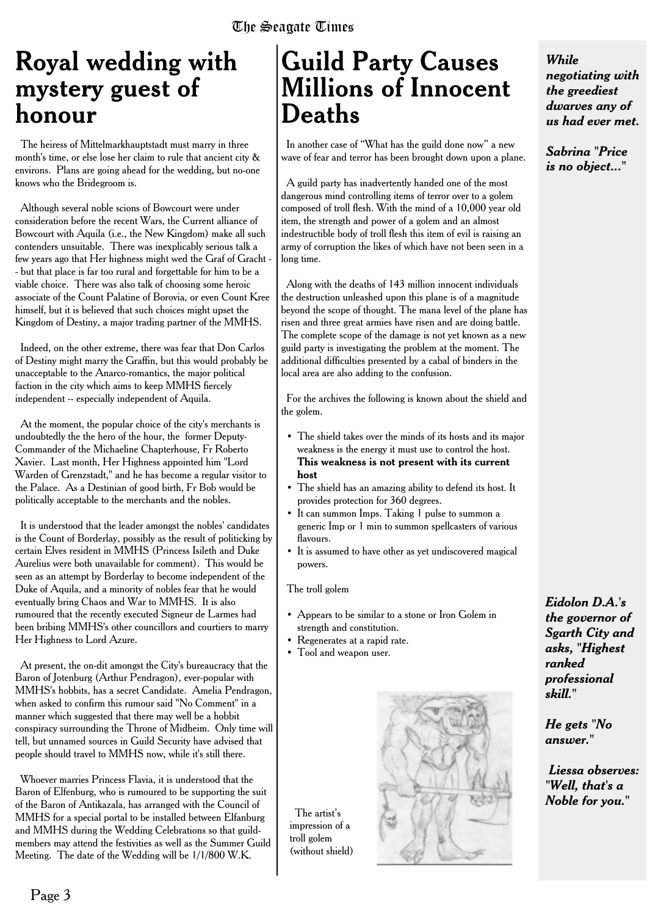# Royal wedding with mystery guest of honour

The heiress of Mittelmarkhauptstadt must marry in three month's time, or else lose her claim to rule that ancient city & environs. Plans are going ahead for the wedding, but no-one knows who the Bridegroom is.

Although several noble scions of Bowcourt were under consideration before the recent Wars, the Current alliance of Bowcourt with Aquila (i.e., the New Kingdom) make all such contenders unsuitable. There was inexplicably serious talk a few years ago that Her highness might wed the Graf of Gracht -- but that place is far too rural and forgettable for him to be a viable choice. There was also talk of choosing some heroic associate of the Count Palatine of Borovia, or even Count Kree himself, but it is believed that such choices might upset the Kingdom of Destiny, a major trading partner of the MMHS.

Indeed, on the other extreme, there was fear that Don Carlos of Destiny might marry the Graffin, but this would probably be unacceptable to the Anarco-romantics, the major political faction in the city which aims to keep MMHS fiercely independent -- especially independent of Aquila.

At the moment, the popular choice of the city's merchants is undoubtedly the the hero of the hour, the former Deputy-Commander of the Michaeline Chapterhouse, Fr Roberto Xavier. Last month, Her Highness appointed him "Lord Warden of Grenzstadt," and he has become a regular visitor to the Palace. As a Destinian of good birth, Fr Bob would be politically acceptable to the merchants and the nobles.

It is understood that the leader amongst the nobles' candidates is the Count of Borderlay, possibly as the result of politicking by certain Elves resident in MMHS (Princess Isileth and Duke Aurelius were both unavailable for comment). This would be seen as an attempt by Borderlay to become independent of the Duke of Aquila, and a minority of nobles fear that he would eventually bring Chaos and War to MMHS. It is also rumoured that the recently executed Signeur de Larmes had been bribing MMHS's other councillors and courtiers to marry Her Highness to Lord Azure.

At present, the on-dit amongst the City's bureaucracy that the Baron of Jotenburg (Arthur Pendragon), ever-popular with MMHS's hobbits, has a secret Candidate. Amelia Pendragon, when asked to confirm this rumour said "No Comment" in a manner which suggested that there may well be a hobbit conspiracy surrounding the Throne of Midheim. Only time will tell, but unnamed sources in Guild Security have advised that people should travel to MMHS now, while it's still there.

Whoever marries Princess Flavia, it is understood that the Baron of Elfenburg, who is rumoured to be supporting the suit of the Baron of Antikazala, has arranged with the Council of MMHS for a special portal to be installed between Elfanburg and MMHS during the Wedding Celebrations so that guild-members may attend the festivities as well as the Summer Guild Meeting. The date of the Wedding will be 1/1/800 W.K.

# Guild Party Causes Millions of Innocent Deaths

In another case of "What has the guild done now" a new wave of fear and terror has been brought down upon a plane.

A guild party has inadvertently handed one of the most dangerous mind controlling items of terror over to a golem composed of troll flesh. With the mind of a 10,000 year old item, the strength and power of a golem and an almost indestructible body of troll flesh this item of evil is raising an army of corruption the likes of which have not been seen in a long time.

Along with the deaths of 143 million innocent individuals the destruction unleashed upon this plane is of a magnitude beyond the scope of thought. The mana level of the plane has risen and three great armies have risen and are doing battle. The complete scope of the damage is not yet known as a new guild party is investigating the problem at the moment. The additional difficulties presented by a cabal of binders in the local area are also adding to the confusion.

For the archives the following is known about the shield and the golem.

- The shield takes over the minds of its hosts and its major weakness is the energy it must use to control the host. **This weakness is not present with its current host**
- The shield has an amazing ability to defend its host. It provides protection for 360 degrees.
- It can summon Imps. Taking 1 pulse to summon a generic Imp or 1 min to summon spellcasters of various flavours.
- It is assumed to have other as yet undiscovered magical powers.

The troll golem

- Appears to be similar to a stone or Iron Golem in strength and constitution.
- Regenerates at a rapid rate.
- Tool and weapon user.

The artist's impression of a troll golem (without shield)

***While negotiating with the greediest dwarves any of us had ever met.***

***Sabrina "Price is no object..."***

***Eidolon D.A.'s the governor of Sgarth City and asks, "Highest ranked professional skill."***

***He gets "No answer."***

***Liessa observes: "Well, that's a Noble for you."***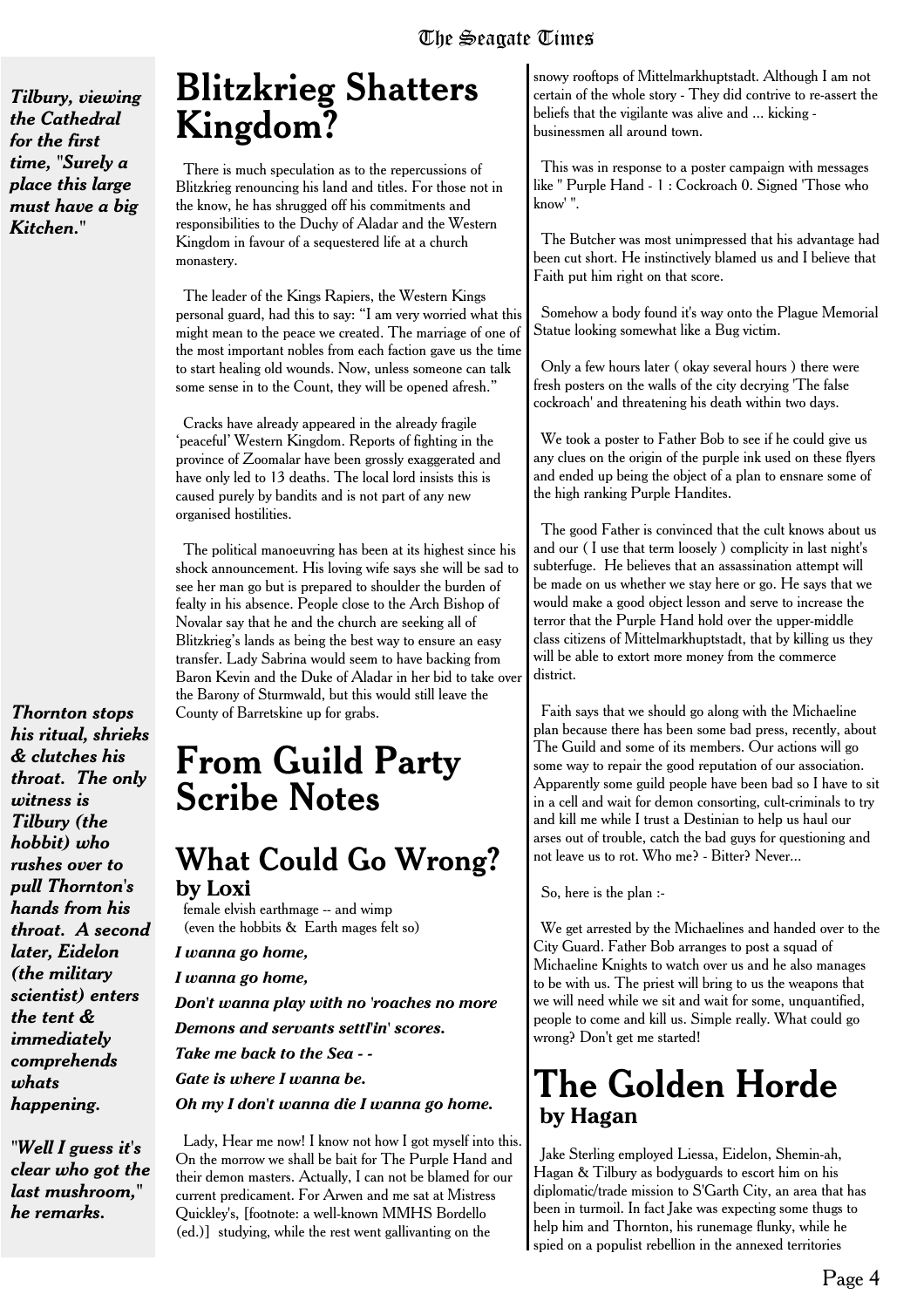***Tilbury, viewing the Cathedral for the first time, "Surely a place this large must have a big Kitchen."***

# Blitzkrieg Shatters Kingdom?

There is much speculation as to the repercussions of Blitzkrieg renouncing his land and titles. For those not in the know, he has shrugged off his commitments and responsibilities to the Duchy of Aladar and the Western Kingdom in favour of a sequestered life at a church monastery.

The leader of the Kings Rapiers, the Western Kings personal guard, had this to say: "I am very worried what this might mean to the peace we created. The marriage of one of the most important nobles from each faction gave us the time to start healing old wounds. Now, unless someone can talk some sense in to the Count, they will be opened afresh."

Cracks have already appeared in the already fragile 'peaceful' Western Kingdom. Reports of fighting in the province of Zoomalar have been grossly exaggerated and have only led to 13 deaths. The local lord insists this is caused purely by bandits and is not part of any new organised hostilities.

The political manoeuvring has been at its highest since his shock announcement. His loving wife says she will be sad to see her man go but is prepared to shoulder the burden of fealty in his absence. People close to the Arch Bishop of Novalar say that he and the church are seeking all of Blitzkrieg's lands as being the best way to ensure an easy transfer. Lady Sabrina would seem to have backing from Baron Kevin and the Duke of Aladar in her bid to take over the Barony of Sturmwald, but this would still leave the County of Barretskine up for grabs.

***Thornton stops his ritual, shrieks & clutches his throat. The only witness is Tilbury (the hobbit) who rushes over to pull Thornton's hands from his throat. A second later, Eidelon (the military scientist) enters the tent & immediately comprehends whats happening.***

***"Well I guess it's clear who got the last mushroom," he remarks.***

# From Guild Party Scribe Notes

## What Could Go Wrong?

**by Loxi**

female elvish earthmage -- and wimp
(even the hobbits & Earth mages felt so)

***I wanna go home,***

***I wanna go home,***

***Don't wanna play with no 'roaches no more***

***Demons and servants settl'in' scores.***

***Take me back to the Sea - -***

***Gate is where I wanna be.***

***Oh my I don't wanna die I wanna go home.***

Lady, Hear me now! I know not how I got myself into this. On the morrow we shall be bait for The Purple Hand and their demon masters. Actually, I can not be blamed for our current predicament. For Arwen and me sat at Mistress Quickley's, [footnote: a well-known MMHS Bordello (ed.)] studying, while the rest went gallivanting on the snowy rooftops of Mittelmarkhuptstadt. Although I am not certain of the whole story - They did contrive to re-assert the beliefs that the vigilante was alive and ... kicking - businessmen all around town.

This was in response to a poster campaign with messages like " Purple Hand - 1 : Cockroach 0. Signed 'Those who know' ".

The Butcher was most unimpressed that his advantage had been cut short. He instinctively blamed us and I believe that Faith put him right on that score.

Somehow a body found it's way onto the Plague Memorial Statue looking somewhat like a Bug victim.

Only a few hours later ( okay several hours ) there were fresh posters on the walls of the city decrying 'The false cockroach' and threatening his death within two days.

We took a poster to Father Bob to see if he could give us any clues on the origin of the purple ink used on these flyers and ended up being the object of a plan to ensnare some of the high ranking Purple Handites.

The good Father is convinced that the cult knows about us and our ( I use that term loosely ) complicity in last night's subterfuge. He believes that an assassination attempt will be made on us whether we stay here or go. He says that we would make a good object lesson and serve to increase the terror that the Purple Hand hold over the upper-middle class citizens of Mittelmarkhuptstadt, that by killing us they will be able to extort more money from the commerce district.

Faith says that we should go along with the Michaeline plan because there has been some bad press, recently, about The Guild and some of its members. Our actions will go some way to repair the good reputation of our association. Apparently some guild people have been bad so I have to sit in a cell and wait for demon consorting, cult-criminals to try and kill me while I trust a Destinian to help us haul our arses out of trouble, catch the bad guys for questioning and not leave us to rot. Who me? - Bitter? Never...

So, here is the plan :-

We get arrested by the Michaelines and handed over to the City Guard. Father Bob arranges to post a squad of Michaeline Knights to watch over us and he also manages to be with us. The priest will bring to us the weapons that we will need while we sit and wait for some, unquantified, people to come and kill us. Simple really. What could go wrong? Don't get me started!

# The Golden Horde

**by Hagan**

Jake Sterling employed Liessa, Eidelon, Shemin-ah, Hagan & Tilbury as bodyguards to escort him on his diplomatic/trade mission to S'Garth City, an area that has been in turmoil. In fact Jake was expecting some thugs to help him and Thornton, his runemage flunky, while he spied on a populist rebellion in the annexed territories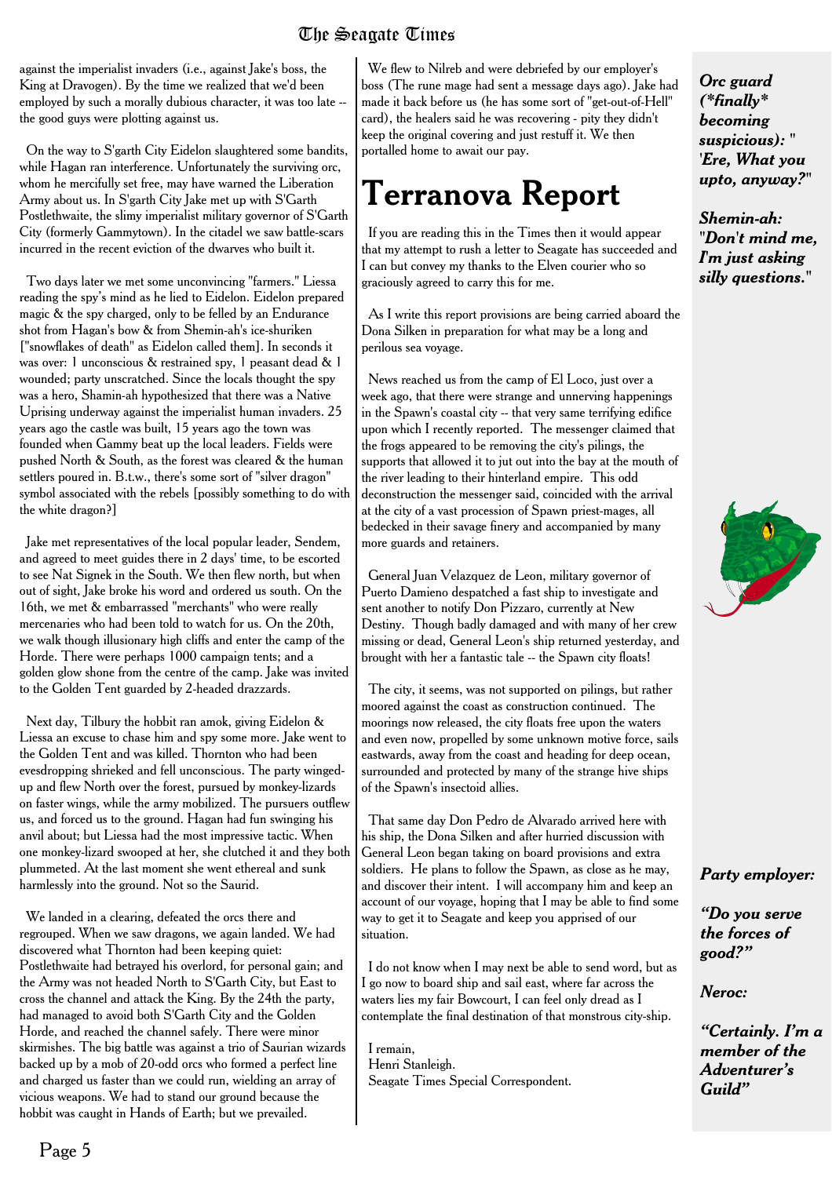against the imperialist invaders (i.e., against Jake's boss, the King at Dravogen). By the time we realized that we'd been employed by such a morally dubious character, it was too late -- the good guys were plotting against us.

On the way to S'garth City Eidelon slaughtered some bandits, while Hagan ran interference. Unfortunately the surviving orc, whom he mercifully set free, may have warned the Liberation Army about us. In S'gartb City Jake met up with S'Garth Postlethwaite, the slimy imperialist military governor of S'Garth City (formerly Gammytown). In the citadel we saw battle-scars incurred in the recent eviction of the dwarves who built it.

Two days later we met some unconvincing "farmers." Liessa reading the spy's mind as he lied to Eidelon. Eidelon prepared magic & the spy charged, only to be felled by an Endurance shot from Hagan's bow & from Shemin-ah's ice-shuriken ["snowflakes of death" as Eidelon called them]. In seconds it was over: 1 unconscious & restrained spy, 1 peasant dead & 1 wounded; party unscratched. Since the locals thought the spy was a hero, Shamin-ah hypothesized that there was a Native Uprising underway against the imperialist human invaders. 25 years ago the castle was built, 15 years ago the town was founded when Gammy beat up the local leaders. Fields were pushed North & South, as the forest was cleared & the human settlers poured in. B.t.w., there's some sort of "silver dragon" symbol associated with the rebels [possibly something to do with the white dragon?]

Jake met representatives of the local popular leader, Sendem, and agreed to meet guides there in 2 days' time, to be escorted to see Nat Signek in the South. We then flew north, but when out of sight, Jake broke his word and ordered us south. On the 16th, we met & embarrassed "merchants" who were really mercenaries who had been told to watch for us. On the 20th, we walk though illusionary high cliffs and enter the camp of the Horde. There were perhaps 1000 campaign tents; and a golden glow shone from the centre of the camp. Jake was invited to the Golden Tent guarded by 2-headed drazzards.

Next day, Tilbury the hobbit ran amok, giving Eidelon & Liessa an excuse to chase him and spy some more. Jake went to the Golden Tent and was killed. Thornton who had been evesdropping shrieked and fell unconscious. The party winged-up and flew North over the forest, pursued by monkey-lizards on faster wings, while the army mobilized. The pursuers outflew us, and forced us to the ground. Hagan had fun swinging his anvil about; but Liessa had the most impressive tactic. When one monkey-lizard swooped at her, she clutched it and they both plummeted. At the last moment she went ethereal and sunk harmlessly into the ground. Not so the Saurid.

We landed in a clearing, defeated the orcs there and regrouped. When we saw dragons, we again landed. We had discovered what Thornton had been keeping quiet: Postlethwaite had betrayed his overlord, for personal gain; and the Army was not headed North to S'Garth City, but East to cross the channel and attack the King. By the 24th the party, had managed to avoid both S'Garth City and the Golden Horde, and reached the channel safely. There were minor skirmishes. The big battle was against a trio of Saurian wizards backed up by a mob of 20-odd orcs who formed a perfect line and charged us faster than we could run, wielding an array of vicious weapons. We had to stand our ground because the hobbit was caught in Hands of Earth; but we prevailed.

We flew to Nilreb and were debriefed by our employer's boss (The rune mage had sent a message days ago). Jake had made it back before us (he has some sort of "get-out-of-Hell" card), the healers said he was recovering - pity they didn't keep the original covering and just restuff it. We then portalled home to await our pay.

# Terranova Report

If you are reading this in the Times then it would appear that my attempt to rush a letter to Seagate has succeeded and I can but convey my thanks to the Elven courier who so graciously agreed to carry this for me.

As I write this report provisions are being carried aboard the Dona Silken in preparation for what may be a long and perilous sea voyage.

News reached us from the camp of El Loco, just over a week ago, that there were strange and unnerving happenings in the Spawn's coastal city -- that very same terrifying edifice upon which I recently reported. The messenger claimed that the frogs appeared to be removing the city's pilings, the supports that allowed it to jut out into the bay at the mouth of the river leading to their hinterland empire. This odd deconstruction the messenger said, coincided with the arrival at the city of a vast procession of Spawn priest-mages, all bedecked in their savage finery and accompanied by many more guards and retainers.

General Juan Velazquez de Leon, military governor of Puerto Damieno despatched a fast ship to investigate and sent another to notify Don Pizzaro, currently at New Destiny. Though badly damaged and with many of her crew missing or dead, General Leon's ship returned yesterday, and brought with her a fantastic tale -- the Spawn city floats!

The city, it seems, was not supported on pilings, but rather moored against the coast as construction continued. The moorings now released, the city floats free upon the waters and even now, propelled by some unknown motive force, sails eastwards, away from the coast and heading for deep ocean, surrounded and protected by many of the strange hive ships of the Spawn's insectoid allies.

That same day Don Pedro de Alvarado arrived here with his ship, the Dona Silken and after hurried discussion with General Leon began taking on board provisions and extra soldiers. He plans to follow the Spawn, as close as he may, and discover their intent. I will accompany him and keep an account of our voyage, hoping that I may be able to find some way to get it to Seagate and keep you apprised of our situation.

I do not know when I may next be able to send word, but as I go now to board ship and sail east, where far across the waters lies my fair Bowcourt, I can feel only dread as I contemplate the final destination of that monstrous city-ship.

I remain,
Henri Stanleigh.
Seagate Times Special Correspondent.

***Orc guard (\*finally\* becoming suspicious): " 'Ere, What you upto, anyway?"***

***Shemin-ah: "Don't mind me, I'm just asking silly questions."***

***Party employer:***

***"Do you serve the forces of good?"***

***Neroc:***

***"Certainly. I'm a member of the Adventurer's Guild"***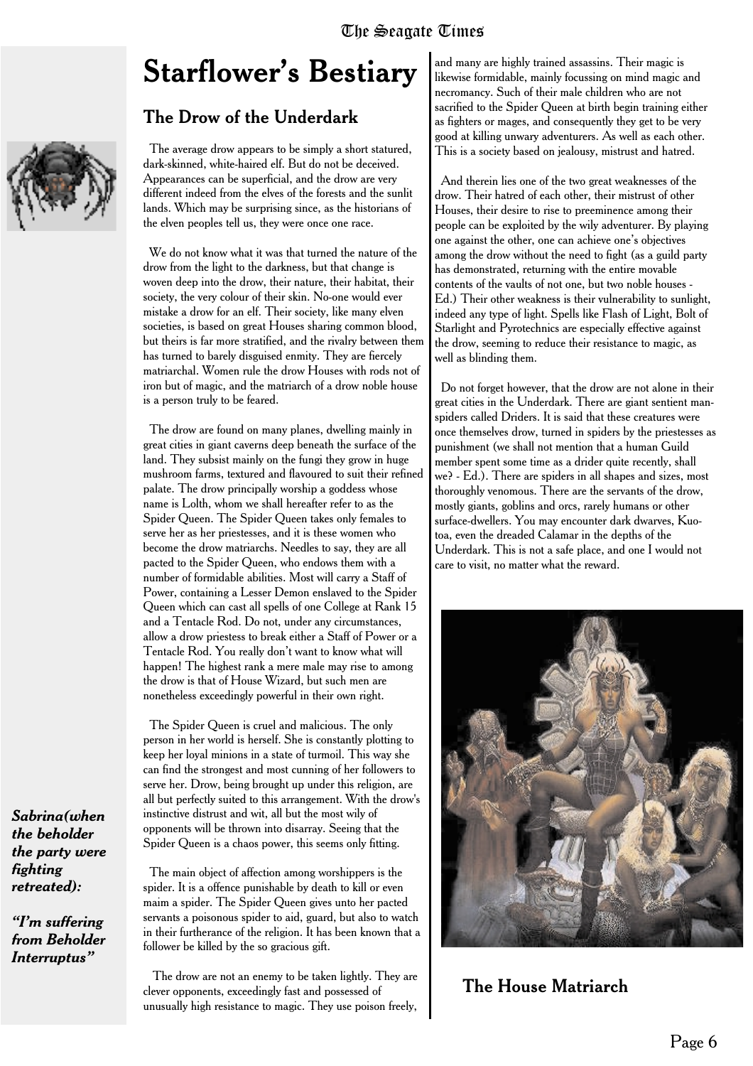# Starflower's Bestiary

## The Drow of the Underdark

The average drow appears to be simply a short statured, dark-skinned, white-haired elf. But do not be deceived. Appearances can be superficial, and the drow are very different indeed from the elves of the forests and the sunlit lands. Which may be surprising since, as the historians of the elven peoples tell us, they were once one race.

We do not know what it was that turned the nature of the drow from the light to the darkness, but that change is woven deep into the drow, their nature, their habitat, their society, the very colour of their skin. No-one would ever mistake a drow for an elf. Their society, like many elven societies, is based on great Houses sharing common blood, but theirs is far more stratified, and the rivalry between them has turned to barely disguised enmity. They are fiercely matriarchal. Women rule the drow Houses with rods not of iron but of magic, and the matriarch of a drow noble house is a person truly to be feared.

The drow are found on many planes, dwelling mainly in great cities in giant caverns deep beneath the surface of the land. They subsist mainly on the fungi they grow in huge mushroom farms, textured and flavoured to suit their refined palate. The drow principally worship a goddess whose name is Lolth, whom we shall hereafter refer to as the Spider Queen. The Spider Queen takes only females to serve her as her priestesses, and it is these women who become the drow matriarchs. Needles to say, they are all pacted to the Spider Queen, who endows them with a number of formidable abilities. Most will carry a Staff of Power, containing a Lesser Demon enslaved to the Spider Queen which can cast all spells of one College at Rank 15 and a Tentacle Rod. Do not, under any circumstances, allow a drow priestess to break either a Staff of Power or a Tentacle Rod. You really don't want to know what will happen! The highest rank a mere male may rise to among the drow is that of House Wizard, but such men are nonetheless exceedingly powerful in their own right.

The Spider Queen is cruel and malicious. The only person in her world is herself. She is constantly plotting to keep her loyal minions in a state of turmoil. This way she can find the strongest and most cunning of her followers to serve her. Drow, being brought up under this religion, are all but perfectly suited to this arrangement. With the drow's instinctive distrust and wit, all but the most wily of opponents will be thrown into disarray. Seeing that the Spider Queen is a chaos power, this seems only fitting.

The main object of affection among worshippers is the spider. It is a offence punishable by death to kill or even maim a spider. The Spider Queen gives unto her pacted servants a poisonous spider to aid, guard, but also to watch in their furtherance of the religion. It has been known that a follower be killed by the so gracious gift.

The drow are not an enemy to be taken lightly. They are clever opponents, exceedingly fast and possessed of unusually high resistance to magic. They use poison freely, and many are highly trained assassins. Their magic is likewise formidable, mainly focussing on mind magic and necromancy. Such of their male children who are not sacrificed to the Spider Queen at birth begin training either as fighters or mages, and consequently they get to be very good at killing unwary adventurers. As well as each other. This is a society based on jealousy, mistrust and hatred.

And therein lies one of the two great weaknesses of the drow. Their hatred of each other, their mistrust of other Houses, their desire to rise to preeminence among their people can be exploited by the wily adventurer. By playing one against the other, one can achieve one's objectives among the drow without the need to fight (as a guild party has demonstrated, returning with the entire movable contents of the vaults of not one, but two noble houses - Ed.) Their other weakness is their vulnerability to sunlight, indeed any type of light. Spells like Flash of Light, Bolt of Starlight and Pyrotechnics are especially effective against the drow, seeming to reduce their resistance to magic, as well as blinding them.

Do not forget however, that the drow are not alone in their great cities in the Underdark. There are giant sentient man-spiders called Driders. It is said that these creatures were once themselves drow, turned in spiders by the priestesses as punishment (we shall not mention that a human Guild member spent some time as a drider quite recently, shall we? - Ed.). There are spiders in all shapes and sizes, most thoroughly venomous. There are the servants of the drow, mostly giants, goblins and orcs, rarely humans or other surface-dwellers. You may encounter dark dwarves, Kuo-toa, even the dreaded Calamar in the depths of the Underdark. This is not a safe place, and one I would not care to visit, no matter what the reward.

**The House Matriarch**

***Sabrina(when the beholder the party were fighting retreated):***

***"I'm suffering from Beholder Interruptus"***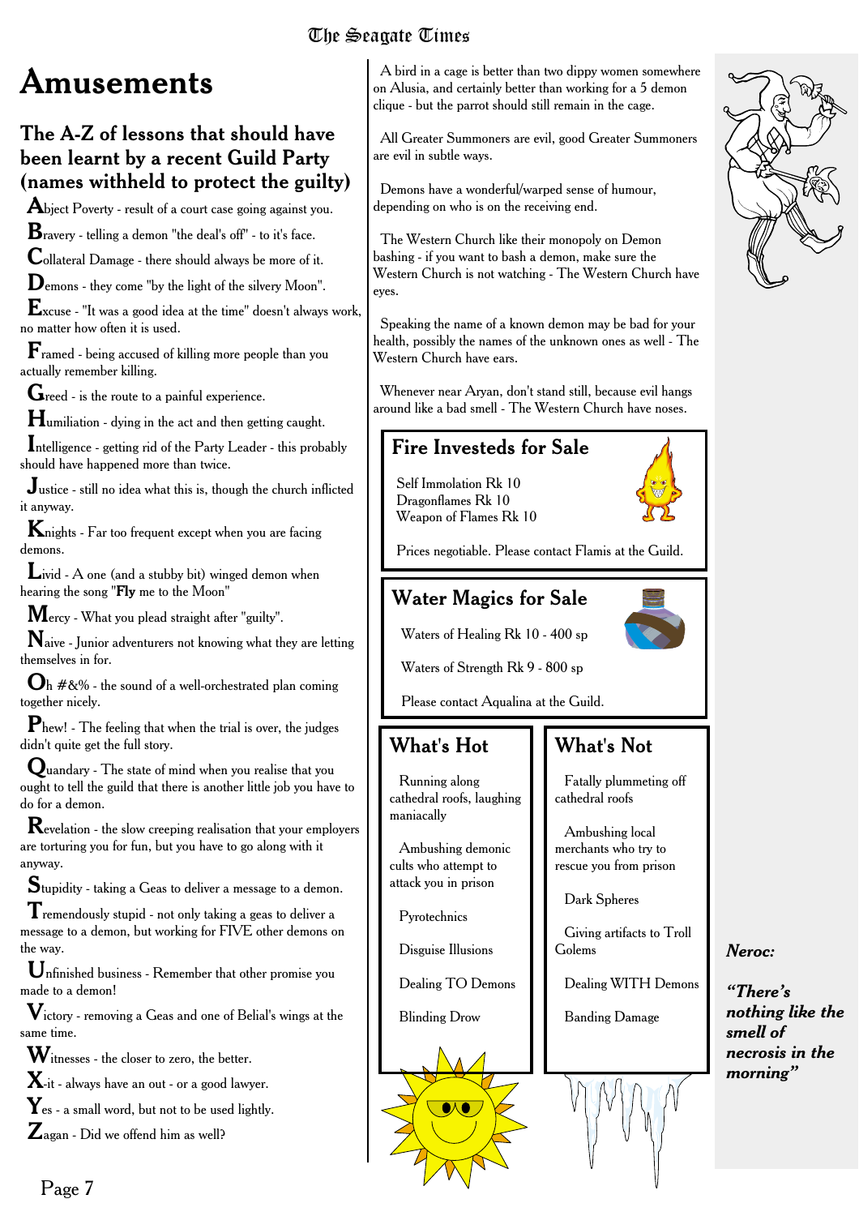# Amusements

## The A-Z of lessons that should have been learnt by a recent Guild Party (names withheld to protect the guilty)

**A**bject Poverty - result of a court case going against you.

**B**ravery - telling a demon "the deal's off" - to it's face.

**C**ollateral Damage - there should always be more of it.

**D**emons - they come "by the light of the silvery Moon".

**E**xcuse - "It was a good idea at the time" doesn't always work, no matter how often it is used.

**F**ramed - being accused of killing more people than you actually remember killing.

**G**reed - is the route to a painful experience.

**H**umiliation - dying in the act and then getting caught.

**I**ntelligence - getting rid of the Party Leader - this probably should have happened more than twice.

**J**ustice - still no idea what this is, though the church inflicted it anyway.

**K**nights - Far too frequent except when you are facing demons.

**L**ivid - A one (and a stubby bit) winged demon when hearing the song "**Fly** me to the Moon"

**M**ercy - What you plead straight after "guilty".

**N**aive - Junior adventurers not knowing what they are letting themselves in for.

**O**h #&% - the sound of a well-orchestrated plan coming together nicely.

**P**hew! - The feeling that when the trial is over, the judges didn't quite get the full story.

**Q**uandary - The state of mind when you realise that you ought to tell the guild that there is another little job you have to do for a demon.

**R**evelation - the slow creeping realisation that your employers are torturing you for fun, but you have to go along with it anyway.

**S**tupidity - taking a Geas to deliver a message to a demon.

**T**remendously stupid - not only taking a geas to deliver a message to a demon, but working for FIVE other demons on the way.

**U**nfinished business - Remember that other promise you made to a demon!

**V**ictory - removing a Geas and one of Belial's wings at the same time.

**W**itnesses - the closer to zero, the better.

**X**-it - always have an out - or a good lawyer.

**Y**es - a small word, but not to be used lightly.

**Z**agan - Did we offend him as well?

A bird in a cage is better than two dippy women somewhere on Alusia, and certainly better than working for a 5 demon clique - but the parrot should still remain in the cage.

All Greater Summoners are evil, good Greater Summoners are evil in subtle ways.

Demons have a wonderful/warped sense of humour, depending on who is on the receiving end.

The Western Church like their monopoly on Demon bashing - if you want to bash a demon, make sure the Western Church is not watching - The Western Church have eyes.

Speaking the name of a known demon may be bad for your health, possibly the names of the unknown ones as well - The Western Church have ears.

Whenever near Aryan, don't stand still, because evil hangs around like a bad smell - The Western Church have noses.

## Fire Investeds for Sale

Self Immolation Rk 10
Dragonflames Rk 10
Weapon of Flames Rk 10

Prices negotiable. Please contact Flamis at the Guild.

## Water Magics for Sale

Waters of Healing Rk 10 - 400 sp

Waters of Strength Rk 9 - 800 sp

Please contact Aqualina at the Guild.

## What's Hot

Running along cathedral roofs, laughing maniacally

Ambushing demonic cults who attempt to attack you in prison

Pyrotechnics

Disguise Illusions

Dealing TO Demons

Blinding Drow

## What's Not

Fatally plummeting off cathedral roofs

Ambushing local merchants who try to rescue you from prison

Dark Spheres

Giving artifacts to Troll Golems

Dealing WITH Demons

Banding Damage

***Neroc:***

***"There's nothing like the smell of necrosis in the morning"***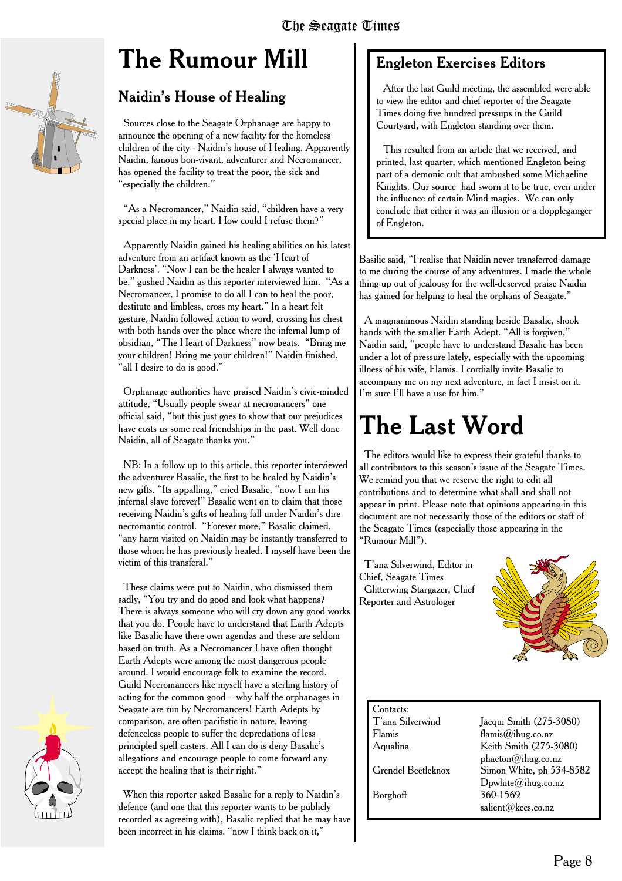# The Rumour Mill

## Naidin's House of Healing

Sources close to the Seagate Orphanage are happy to announce the opening of a new facility for the homeless children of the city - Naidin's house of Healing. Apparently Naidin, famous bon-vivant, adventurer and Necromancer, has opened the facility to treat the poor, the sick and "especially the children."

"As a Necromancer," Naidin said, "children have a very special place in my heart. How could I refuse them?"

Apparently Naidin gained his healing abilities on his latest adventure from an artifact known as the 'Heart of Darkness'. "Now I can be the healer I always wanted to be." gushed Naidin as this reporter interviewed him. "As a Necromancer, I promise to do all I can to heal the poor, destitute and limbless, cross my heart." In a heart felt gesture, Naidin followed action to word, crossing his chest with both hands over the place where the infernal lump of obsidian, "The Heart of Darkness" now beats. "Bring me your children! Bring me your children!" Naidin finished, "all I desire to do is good."

Orphanage authorities have praised Naidin's civic-minded attitude, "Usually people swear at necromancers" one official said, "but this just goes to show that our prejudices have costs us some real friendships in the past. Well done Naidin, all of Seagate thanks you."

NB: In a follow up to this article, this reporter interviewed the adventurer Basalic, the first to be healed by Naidin's new gifts. "Its appalling," cried Basalic, "now I am his infernal slave forever!" Basalic went on to claim that those receiving Naidin's gifts of healing fall under Naidin's dire necromantic control. "Forever more," Basalic claimed, "any harm visited on Naidin may be instantly transferred to those whom he has previously healed. I myself have been the victim of this transferal."

These claims were put to Naidin, who dismissed them sadly, "You try and do good and look what happens? There is always someone who will cry down any good works that you do. People have to understand that Earth Adepts like Basalic have there own agendas and these are seldom based on truth. As a Necromancer I have often thought Earth Adepts were among the most dangerous people around. I would encourage folk to examine the record. Guild Necromancers like myself have a sterling history of acting for the common good – why half the orphanages in Seagate are run by Necromancers! Earth Adepts by comparison, are often pacifistic in nature, leaving defenceless people to suffer the depredations of less principled spell casters. All I can do is deny Basalic's allegations and encourage people to come forward any accept the healing that is their right."

When this reporter asked Basalic for a reply to Naidin's defence (and one that this reporter wants to be publicly recorded as agreeing with), Basalic replied that he may have been incorrect in his claims. "now I think back on it," Basalic said, "I realise that Naidin never transferred damage to me during the course of any adventures. I made the whole thing up out of jealousy for the well-deserved praise Naidin has gained for helping to heal the orphans of Seagate."

A magnanimous Naidin standing beside Basalic, shook hands with the smaller Earth Adept. "All is forgiven," Naidin said, "people have to understand Basalic has been under a lot of pressure lately, especially with the upcoming illness of his wife, Flamis. I cordially invite Basalic to accompany me on my next adventure, in fact I insist on it. I'm sure I'll have a use for him."

## Engleton Exercises Editors

After the last Guild meeting, the assembled were able to view the editor and chief reporter of the Seagate Times doing five hundred pressups in the Guild Courtyard, with Engleton standing over them.

This resulted from an article that we received, and printed, last quarter, which mentioned Engleton being part of a demonic cult that ambushed some Michaeline Knights. Our source had sworn it to be true, even under the influence of certain Mind magics. We can only conclude that either it was an illusion or a doppleganger of Engleton.

# The Last Word

The editors would like to express their grateful thanks to all contributors to this season's issue of the Seagate Times. We remind you that we reserve the right to edit all contributions and to determine what shall and shall not appear in print. Please note that opinions appearing in this document are not necessarily those of the editors or staff of the Seagate Times (especially those appearing in the "Rumour Mill").

T'ana Silverwind, Editor in Chief, Seagate Times
Glitterwing Stargazer, Chief Reporter and Astrologer

Contacts:

| | |
|---|---|
| T'ana Silverwind | Jacqui Smith (275-3080) |
| Flamis | flamis@ihug.co.nz |
| Aqualina | Keith Smith (275-3080) phaeton@ihug.co.nz |
| Grendel Beetleknox | Simon White, ph 534-8582 Dpwhite@ihug.co.nz |
| Borghoff | 360-1569 salient@kccs.co.nz |